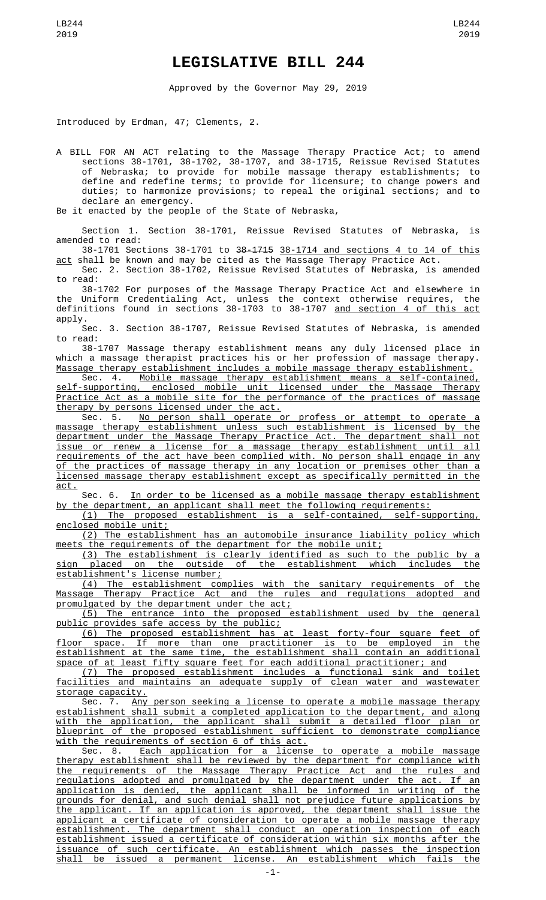# LEGISLATIVE BILL 244

Approved by the Governor May 29, 2019

Introduced by Erdman, 47; Clements, 2.

A BILL FOR AN ACT relating to the Massage Therapy Practice Act; to amend sections 38-1701, 38-1702, 38-1707, and 38-1715, Reissue Revised Statutes of Nebraska; to provide for mobile massage therapy establishments; to define and redefine terms; to provide for licensure; to change powers and duties; to harmonize provisions; to repeal the original sections; and to declare an emergency.

Be it enacted by the people of the State of Nebraska,

Section 1. Section 38-1701, Reissue Revised Statutes of Nebraska, is amended to read:

38-1701 Sections 38-1701 to ~~38-1715~~ 38-1714 and sections 4 to 14 of this act shall be known and may be cited as the Massage Therapy Practice Act.

Sec. 2. Section 38-1702, Reissue Revised Statutes of Nebraska, is amended to read:

38-1702 For purposes of the Massage Therapy Practice Act and elsewhere in the Uniform Credentialing Act, unless the context otherwise requires, the definitions found in sections 38-1703 to 38-1707 and section 4 of this act apply.

Sec. 3. Section 38-1707, Reissue Revised Statutes of Nebraska, is amended to read:

38-1707 Massage therapy establishment means any duly licensed place in which a massage therapist practices his or her profession of massage therapy. Massage therapy establishment includes a mobile massage therapy establishment.

Sec. 4. Mobile massage therapy establishment means a self-contained, self-supporting, enclosed mobile unit licensed under the Massage Therapy Practice Act as a mobile site for the performance of the practices of massage therapy by persons licensed under the act.

Sec. 5. No person shall operate or profess or attempt to operate a massage therapy establishment unless such establishment is licensed by the department under the Massage Therapy Practice Act. The department shall not issue or renew a license for a massage therapy establishment until all requirements of the act have been complied with. No person shall engage in any of the practices of massage therapy in any location or premises other than a licensed massage therapy establishment except as specifically permitted in the act.

Sec. 6. In order to be licensed as a mobile massage therapy establishment by the department, an applicant shall meet the following requirements:

(1) The proposed establishment is a self-contained, self-supporting, enclosed mobile unit;

(2) The establishment has an automobile insurance liability policy which meets the requirements of the department for the mobile unit;

(3) The establishment is clearly identified as such to the public by a sign placed on the outside of the establishment which includes the establishment's license number;

(4) The establishment complies with the sanitary requirements of the Massage Therapy Practice Act and the rules and regulations adopted and promulgated by the department under the act;

(5) The entrance into the proposed establishment used by the general public provides safe access by the public;

(6) The proposed establishment has at least forty-four square feet of floor space. If more than one practitioner is to be employed in the establishment at the same time, the establishment shall contain an additional space of at least fifty square feet for each additional practitioner; and

(7) The proposed establishment includes a functional sink and toilet facilities and maintains an adequate supply of clean water and wastewater storage capacity.

Sec. 7. Any person seeking a license to operate a mobile massage therapy establishment shall submit a completed application to the department, and along with the application, the applicant shall submit a detailed floor plan or blueprint of the proposed establishment sufficient to demonstrate compliance with the requirements of section 6 of this act.

Sec. 8. Each application for a license to operate a mobile massage therapy establishment shall be reviewed by the department for compliance with the requirements of the Massage Therapy Practice Act and the rules and regulations adopted and promulgated by the department under the act. If an application is denied, the applicant shall be informed in writing of the grounds for denial, and such denial shall not prejudice future applications by the applicant. If an application is approved, the department shall issue the applicant a certificate of consideration to operate a mobile massage therapy establishment. The department shall conduct an operation inspection of each establishment issued a certificate of consideration within six months after the issuance of such certificate. An establishment which passes the inspection shall be issued a permanent license. An establishment which fails the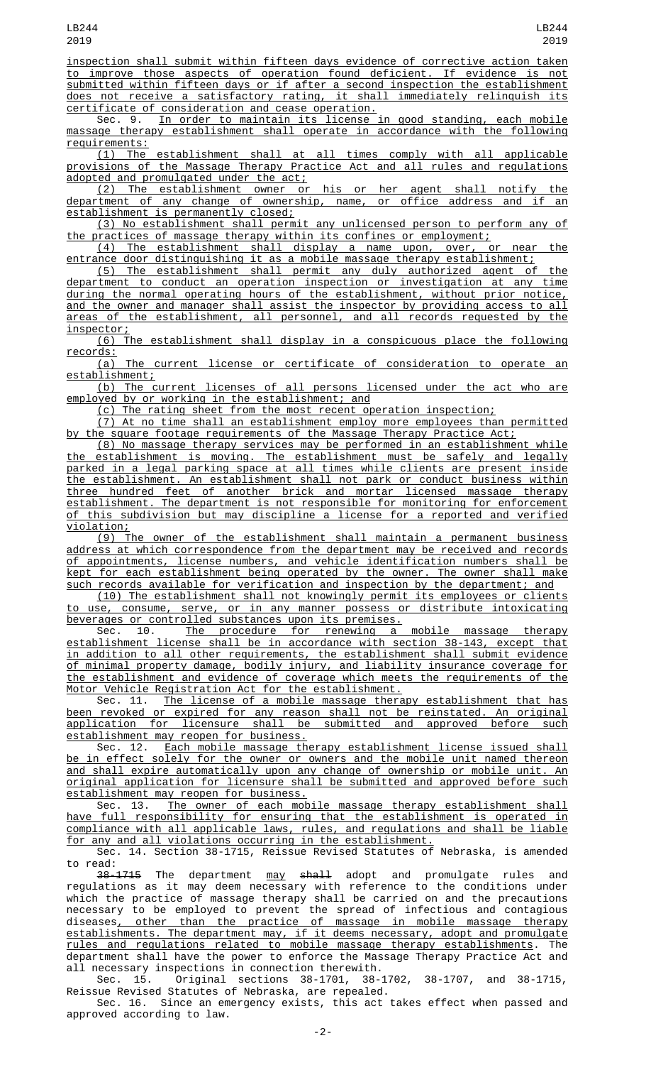inspection shall submit within fifteen days evidence of corrective action taken to improve those aspects of operation found deficient. If evidence is not submitted within fifteen days or if after a second inspection the establishment does not receive a satisfactory rating, it shall immediately relinquish its certificate of consideration and cease operation.

Sec. 9. In order to maintain its license in good standing, each mobile massage therapy establishment shall operate in accordance with the following requirements:

(1) The establishment shall at all times comply with all applicable provisions of the Massage Therapy Practice Act and all rules and regulations adopted and promulgated under the act;

(2) The establishment owner or his or her agent shall notify the department of any change of ownership, name, or office address and if an establishment is permanently closed;

(3) No establishment shall permit any unlicensed person to perform any of the practices of massage therapy within its confines or employment;

(4) The establishment shall display a name upon, over, or near the entrance door distinguishing it as a mobile massage therapy establishment;

(5) The establishment shall permit any duly authorized agent of the department to conduct an operation inspection or investigation at any time during the normal operating hours of the establishment, without prior notice, and the owner and manager shall assist the inspector by providing access to all areas of the establishment, all personnel, and all records requested by the inspector;

(6) The establishment shall display in a conspicuous place the following records:

(a) The current license or certificate of consideration to operate an establishment;

(b) The current licenses of all persons licensed under the act who are employed by or working in the establishment; and

(c) The rating sheet from the most recent operation inspection;

(7) At no time shall an establishment employ more employees than permitted by the square footage requirements of the Massage Therapy Practice Act;

(8) No massage therapy services may be performed in an establishment while the establishment is moving. The establishment must be safely and legally parked in a legal parking space at all times while clients are present inside the establishment. An establishment shall not park or conduct business within three hundred feet of another brick and mortar licensed massage therapy establishment. The department is not responsible for monitoring for enforcement of this subdivision but may discipline a license for a reported and verified violation;

(9) The owner of the establishment shall maintain a permanent business address at which correspondence from the department may be received and records of appointments, license numbers, and vehicle identification numbers shall be kept for each establishment being operated by the owner. The owner shall make such records available for verification and inspection by the department; and

(10) The establishment shall not knowingly permit its employees or clients to use, consume, serve, or in any manner possess or distribute intoxicating beverages or controlled substances upon its premises.

Sec. 10. The procedure for renewing a mobile massage therapy establishment license shall be in accordance with section 38-143, except that in addition to all other requirements, the establishment shall submit evidence of minimal property damage, bodily injury, and liability insurance coverage for the establishment and evidence of coverage which meets the requirements of the Motor Vehicle Registration Act for the establishment.

Sec. 11. The license of a mobile massage therapy establishment that has been revoked or expired for any reason shall not be reinstated. An original application for licensure shall be submitted and approved before such establishment may reopen for business.

Sec. 12. Each mobile massage therapy establishment license issued shall be in effect solely for the owner or owners and the mobile unit named thereon and shall expire automatically upon any change of ownership or mobile unit. An original application for licensure shall be submitted and approved before such establishment may reopen for business.

Sec. 13. The owner of each mobile massage therapy establishment shall have full responsibility for ensuring that the establishment is operated in compliance with all applicable laws, rules, and regulations and shall be liable for any and all violations occurring in the establishment.

Sec. 14. Section 38-1715, Reissue Revised Statutes of Nebraska, is amended to read:

38-1715 The department may ~~shall~~ adopt and promulgate rules and regulations as it may deem necessary with reference to the conditions under which the practice of massage therapy shall be carried on and the precautions necessary to be employed to prevent the spread of infectious and contagious diseases, other than the practice of massage in mobile massage therapy establishments. The department may, if it deems necessary, adopt and promulgate rules and regulations related to mobile massage therapy establishments. The department shall have the power to enforce the Massage Therapy Practice Act and all necessary inspections in connection therewith.

Sec. 15. Original sections 38-1701, 38-1702, 38-1707, and 38-1715, Reissue Revised Statutes of Nebraska, are repealed.

Sec. 16. Since an emergency exists, this act takes effect when passed and approved according to law.